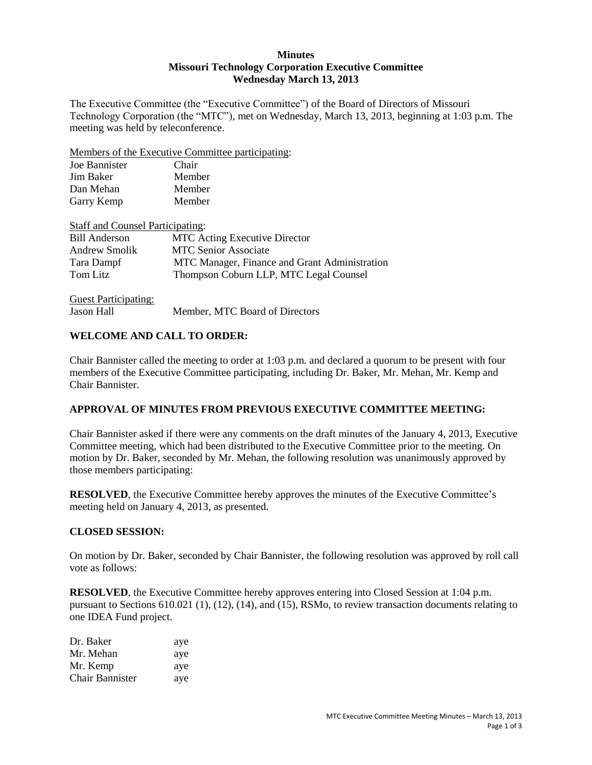**Minutes**
**Missouri Technology Corporation Executive Committee**
**Wednesday March 13, 2013**

The Executive Committee (the "Executive Committee") of the Board of Directors of Missouri Technology Corporation (the "MTC"), met on Wednesday, March 13, 2013, beginning at 1:03 p.m. The meeting was held by teleconference.

Members of the Executive Committee participating:

| | |
|---|---|
| Joe Bannister | Chair |
| Jim Baker | Member |
| Dan Mehan | Member |
| Garry Kemp | Member |

Staff and Counsel Participating:

| | |
|---|---|
| Bill Anderson | MTC Acting Executive Director |
| Andrew Smolik | MTC Senior Associate |
| Tara Dampf | MTC Manager, Finance and Grant Administration |
| Tom Litz | Thompson Coburn LLP, MTC Legal Counsel |

Guest Participating:

| | |
|---|---|
| Jason Hall | Member, MTC Board of Directors |

## WELCOME AND CALL TO ORDER:

Chair Bannister called the meeting to order at 1:03 p.m. and declared a quorum to be present with four members of the Executive Committee participating, including Dr. Baker, Mr. Mehan, Mr. Kemp and Chair Bannister.

## APPROVAL OF MINUTES FROM PREVIOUS EXECUTIVE COMMITTEE MEETING:

Chair Bannister asked if there were any comments on the draft minutes of the January 4, 2013, Executive Committee meeting, which had been distributed to the Executive Committee prior to the meeting. On motion by Dr. Baker, seconded by Mr. Mehan, the following resolution was unanimously approved by those members participating:

**RESOLVED**, the Executive Committee hereby approves the minutes of the Executive Committee's meeting held on January 4, 2013, as presented.

## CLOSED SESSION:

On motion by Dr. Baker, seconded by Chair Bannister, the following resolution was approved by roll call vote as follows:

**RESOLVED**, the Executive Committee hereby approves entering into Closed Session at 1:04 p.m. pursuant to Sections 610.021 (1), (12), (14), and (15), RSMo, to review transaction documents relating to one IDEA Fund project.

| | |
|---|---|
| Dr. Baker | aye |
| Mr. Mehan | aye |
| Mr. Kemp | aye |
| Chair Bannister | aye |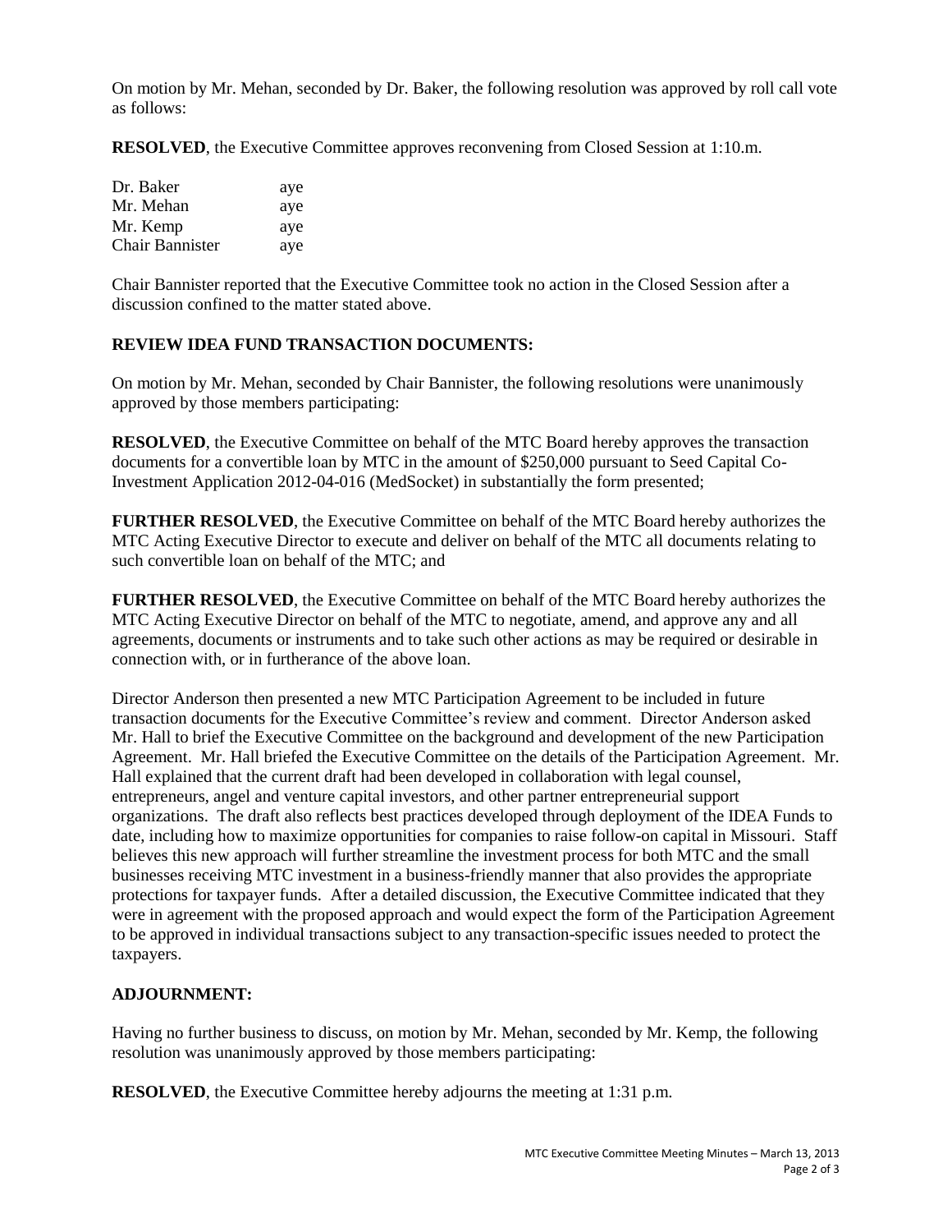On motion by Mr. Mehan, seconded by Dr. Baker, the following resolution was approved by roll call vote as follows:

**RESOLVED**, the Executive Committee approves reconvening from Closed Session at 1:10.m.

| | |
|---|---|
| Dr. Baker | aye |
| Mr. Mehan | aye |
| Mr. Kemp | aye |
| Chair Bannister | aye |

Chair Bannister reported that the Executive Committee took no action in the Closed Session after a discussion confined to the matter stated above.

## REVIEW IDEA FUND TRANSACTION DOCUMENTS:

On motion by Mr. Mehan, seconded by Chair Bannister, the following resolutions were unanimously approved by those members participating:

**RESOLVED**, the Executive Committee on behalf of the MTC Board hereby approves the transaction documents for a convertible loan by MTC in the amount of $250,000 pursuant to Seed Capital Co-Investment Application 2012-04-016 (MedSocket) in substantially the form presented;

**FURTHER RESOLVED**, the Executive Committee on behalf of the MTC Board hereby authorizes the MTC Acting Executive Director to execute and deliver on behalf of the MTC all documents relating to such convertible loan on behalf of the MTC; and

**FURTHER RESOLVED**, the Executive Committee on behalf of the MTC Board hereby authorizes the MTC Acting Executive Director on behalf of the MTC to negotiate, amend, and approve any and all agreements, documents or instruments and to take such other actions as may be required or desirable in connection with, or in furtherance of the above loan.

Director Anderson then presented a new MTC Participation Agreement to be included in future transaction documents for the Executive Committee's review and comment. Director Anderson asked Mr. Hall to brief the Executive Committee on the background and development of the new Participation Agreement. Mr. Hall briefed the Executive Committee on the details of the Participation Agreement. Mr. Hall explained that the current draft had been developed in collaboration with legal counsel, entrepreneurs, angel and venture capital investors, and other partner entrepreneurial support organizations. The draft also reflects best practices developed through deployment of the IDEA Funds to date, including how to maximize opportunities for companies to raise follow-on capital in Missouri. Staff believes this new approach will further streamline the investment process for both MTC and the small businesses receiving MTC investment in a business-friendly manner that also provides the appropriate protections for taxpayer funds. After a detailed discussion, the Executive Committee indicated that they were in agreement with the proposed approach and would expect the form of the Participation Agreement to be approved in individual transactions subject to any transaction-specific issues needed to protect the taxpayers.

## ADJOURNMENT:

Having no further business to discuss, on motion by Mr. Mehan, seconded by Mr. Kemp, the following resolution was unanimously approved by those members participating:

**RESOLVED**, the Executive Committee hereby adjourns the meeting at 1:31 p.m.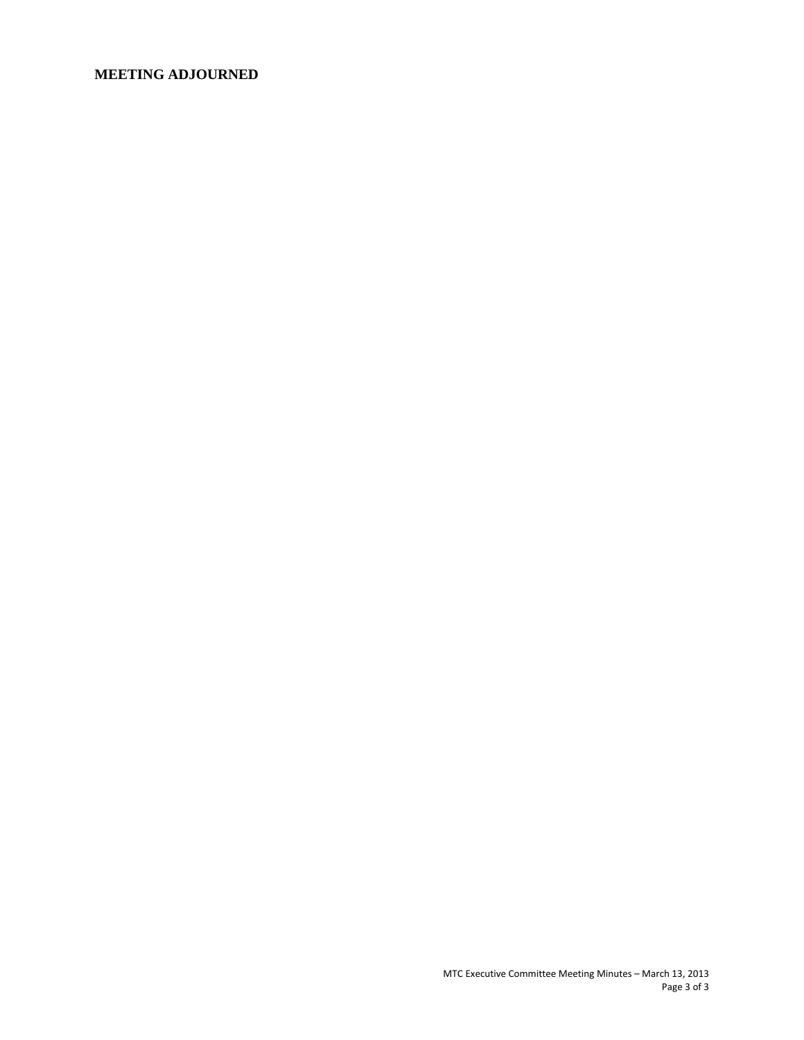**MEETING ADJOURNED**